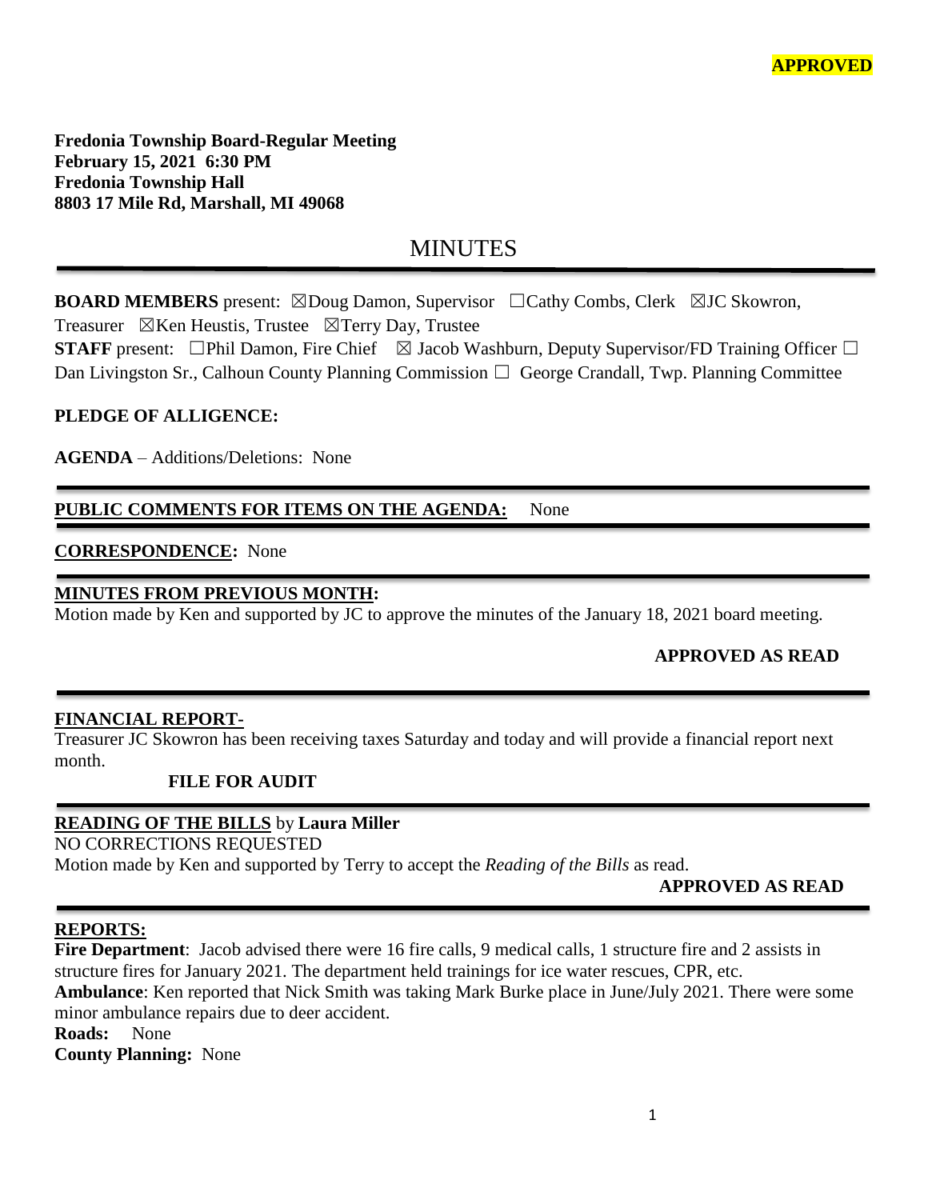**APPROVED**

**Fredonia Township Board-Regular Meeting**
**February 15, 2021 6:30 PM**
**Fredonia Township Hall**
**8803 17 Mile Rd, Marshall, MI 49068**

# MINUTES

**BOARD MEMBERS** present: ☒Doug Damon, Supervisor ☐Cathy Combs, Clerk ☒JC Skowron, Treasurer ☒Ken Heustis, Trustee ☒Terry Day, Trustee
**STAFF** present: ☐Phil Damon, Fire Chief ☒ Jacob Washburn, Deputy Supervisor/FD Training Officer ☐ Dan Livingston Sr., Calhoun County Planning Commission ☐ George Crandall, Twp. Planning Committee

**PLEDGE OF ALLIGENCE:**

**AGENDA** – Additions/Deletions: None

**PUBLIC COMMENTS FOR ITEMS ON THE AGENDA:** None

**CORRESPONDENCE:** None

**MINUTES FROM PREVIOUS MONTH:**
Motion made by Ken and supported by JC to approve the minutes of the January 18, 2021 board meeting.

**APPROVED AS READ**

**FINANCIAL REPORT-**
Treasurer JC Skowron has been receiving taxes Saturday and today and will provide a financial report next month.

**FILE FOR AUDIT**

**READING OF THE BILLS** by **Laura Miller**
NO CORRECTIONS REQUESTED
Motion made by Ken and supported by Terry to accept the *Reading of the Bills* as read.

**APPROVED AS READ**

**REPORTS:**
**Fire Department**: Jacob advised there were 16 fire calls, 9 medical calls, 1 structure fire and 2 assists in structure fires for January 2021. The department held trainings for ice water rescues, CPR, etc.
**Ambulance**: Ken reported that Nick Smith was taking Mark Burke place in June/July 2021. There were some minor ambulance repairs due to deer accident.
**Roads:** None
**County Planning:** None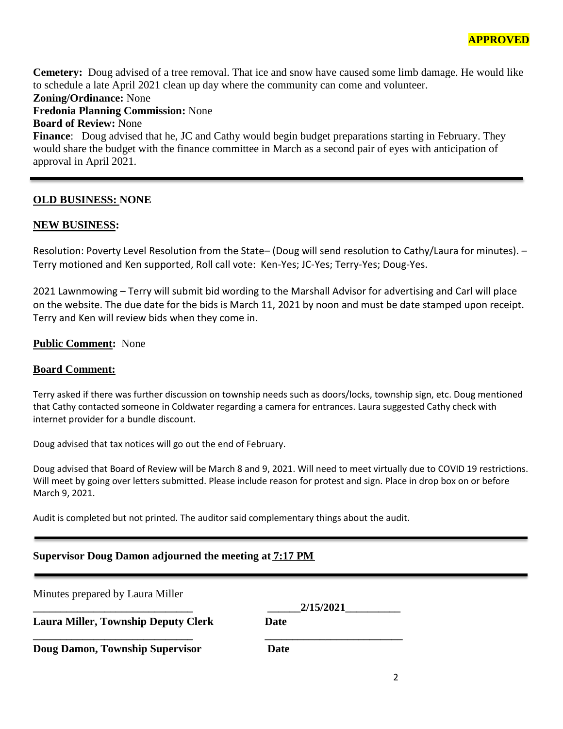**APPROVED**

**Cemetery:** Doug advised of a tree removal. That ice and snow have caused some limb damage. He would like to schedule a late April 2021 clean up day where the community can come and volunteer.
**Zoning/Ordinance:** None
**Fredonia Planning Commission:** None
**Board of Review:** None
**Finance**: Doug advised that he, JC and Cathy would begin budget preparations starting in February. They would share the budget with the finance committee in March as a second pair of eyes with anticipation of approval in April 2021.

---

**OLD BUSINESS: NONE**

**NEW BUSINESS:**

Resolution: Poverty Level Resolution from the State– (Doug will send resolution to Cathy/Laura for minutes). – Terry motioned and Ken supported, Roll call vote: Ken-Yes; JC-Yes; Terry-Yes; Doug-Yes.

2021 Lawnmowing – Terry will submit bid wording to the Marshall Advisor for advertising and Carl will place on the website. The due date for the bids is March 11, 2021 by noon and must be date stamped upon receipt. Terry and Ken will review bids when they come in.

**Public Comment:** None

**Board Comment:**

Terry asked if there was further discussion on township needs such as doors/locks, township sign, etc. Doug mentioned that Cathy contacted someone in Coldwater regarding a camera for entrances. Laura suggested Cathy check with internet provider for a bundle discount.

Doug advised that tax notices will go out the end of February.

Doug advised that Board of Review will be March 8 and 9, 2021. Will need to meet virtually due to COVID 19 restrictions. Will meet by going over letters submitted. Please include reason for protest and sign. Place in drop box on or before March 9, 2021.

Audit is completed but not printed. The auditor said complementary things about the audit.

---

**Supervisor Doug Damon adjourned the meeting at 7:17 PM**

---

Minutes prepared by Laura Miller

| ______________________________ | ______2/15/2021__________ |
|---|---|
| **Laura Miller, Township Deputy Clerk** | **Date** |
| ______________________________ | _________________________ |
| **Doug Damon, Township Supervisor** | **Date** |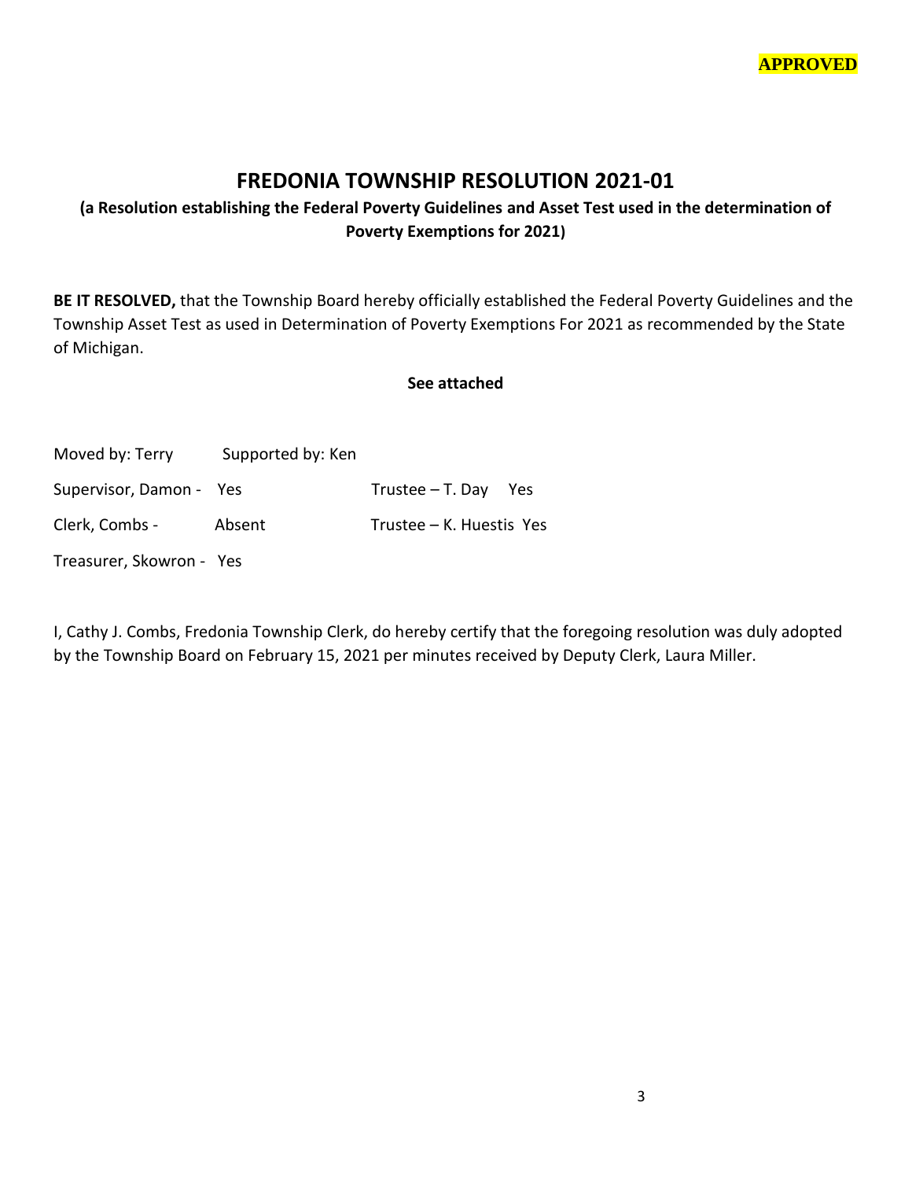**APPROVED**

# FREDONIA TOWNSHIP RESOLUTION 2021-01

**(a Resolution establishing the Federal Poverty Guidelines and Asset Test used in the determination of Poverty Exemptions for 2021)**

**BE IT RESOLVED,** that the Township Board hereby officially established the Federal Poverty Guidelines and the Township Asset Test as used in Determination of Poverty Exemptions For 2021 as recommended by the State of Michigan.

**See attached**

Moved by: Terry    Supported by: Ken

| | | | |
|---|---|---|---|
| Supervisor, Damon - | Yes | Trustee – T. Day | Yes |
| Clerk, Combs - | Absent | Trustee – K. Huestis | Yes |
| Treasurer, Skowron - | Yes | | |

I, Cathy J. Combs, Fredonia Township Clerk, do hereby certify that the foregoing resolution was duly adopted by the Township Board on February 15, 2021 per minutes received by Deputy Clerk, Laura Miller.